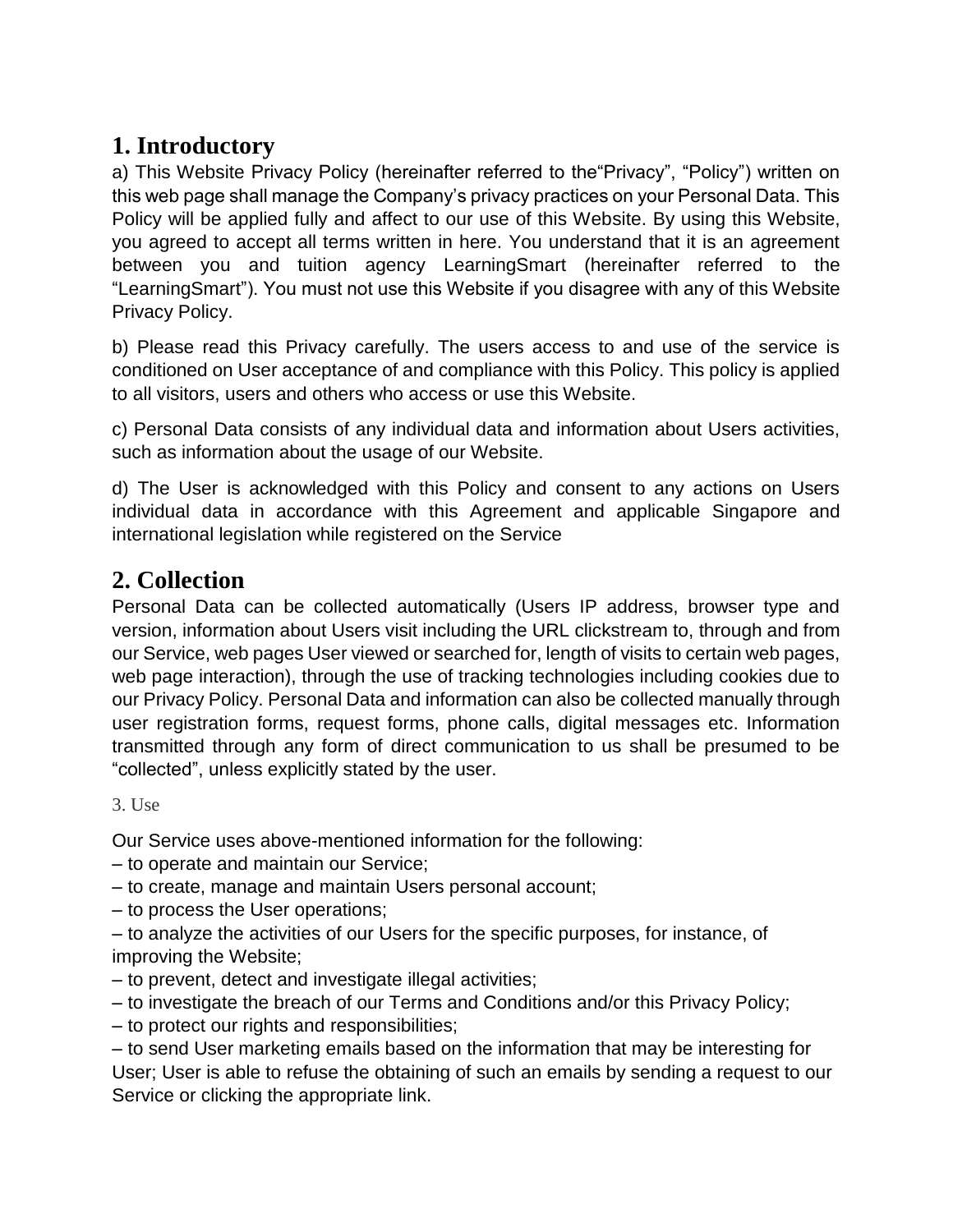## 1. Introductory

a) This Website Privacy Policy (hereinafter referred to the"Privacy", "Policy") written on this web page shall manage the Company's privacy practices on your Personal Data. This Policy will be applied fully and affect to our use of this Website. By using this Website, you agreed to accept all terms written in here. You understand that it is an agreement between you and tuition agency LearningSmart (hereinafter referred to the "LearningSmart"). You must not use this Website if you disagree with any of this Website Privacy Policy.

b) Please read this Privacy carefully. The users access to and use of the service is conditioned on User acceptance of and compliance with this Policy. This policy is applied to all visitors, users and others who access or use this Website.

c) Personal Data consists of any individual data and information about Users activities, such as information about the usage of our Website.

d) The User is acknowledged with this Policy and consent to any actions on Users individual data in accordance with this Agreement and applicable Singapore and international legislation while registered on the Service

## 2. Collection

Personal Data can be collected automatically (Users IP address, browser type and version, information about Users visit including the URL clickstream to, through and from our Service, web pages User viewed or searched for, length of visits to certain web pages, web page interaction), through the use of tracking technologies including cookies due to our Privacy Policy. Personal Data and information can also be collected manually through user registration forms, request forms, phone calls, digital messages etc. Information transmitted through any form of direct communication to us shall be presumed to be "collected", unless explicitly stated by the user.

3. Use

Our Service uses above-mentioned information for the following:
– to operate and maintain our Service;
– to create, manage and maintain Users personal account;
– to process the User operations;
– to analyze the activities of our Users for the specific purposes, for instance, of improving the Website;
– to prevent, detect and investigate illegal activities;
– to investigate the breach of our Terms and Conditions and/or this Privacy Policy;
– to protect our rights and responsibilities;
– to send User marketing emails based on the information that may be interesting for User; User is able to refuse the obtaining of such an emails by sending a request to our Service or clicking the appropriate link.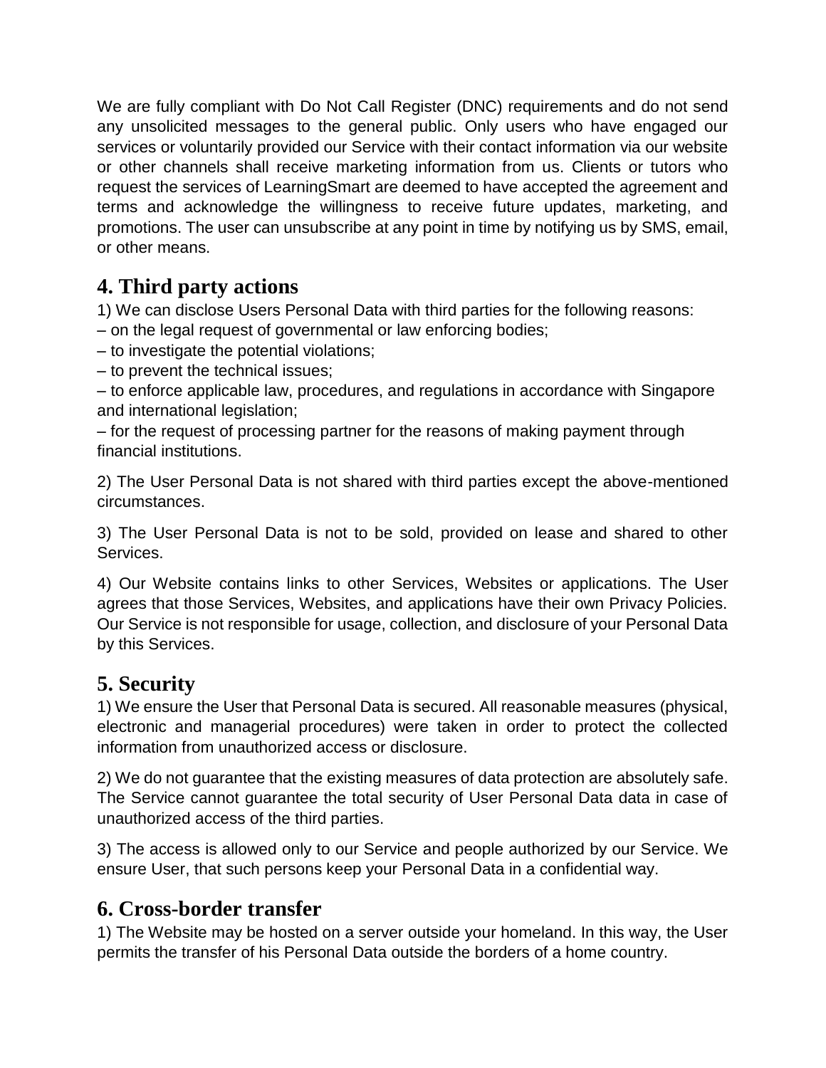We are fully compliant with Do Not Call Register (DNC) requirements and do not send any unsolicited messages to the general public. Only users who have engaged our services or voluntarily provided our Service with their contact information via our website or other channels shall receive marketing information from us. Clients or tutors who request the services of LearningSmart are deemed to have accepted the agreement and terms and acknowledge the willingness to receive future updates, marketing, and promotions. The user can unsubscribe at any point in time by notifying us by SMS, email, or other means.

## 4. Third party actions

1) We can disclose Users Personal Data with third parties for the following reasons:

– on the legal request of governmental or law enforcing bodies;

– to investigate the potential violations;

– to prevent the technical issues;

– to enforce applicable law, procedures, and regulations in accordance with Singapore and international legislation;

– for the request of processing partner for the reasons of making payment through financial institutions.

2) The User Personal Data is not shared with third parties except the above-mentioned circumstances.

3) The User Personal Data is not to be sold, provided on lease and shared to other Services.

4) Our Website contains links to other Services, Websites or applications. The User agrees that those Services, Websites, and applications have their own Privacy Policies. Our Service is not responsible for usage, collection, and disclosure of your Personal Data by this Services.

## 5. Security

1) We ensure the User that Personal Data is secured. All reasonable measures (physical, electronic and managerial procedures) were taken in order to protect the collected information from unauthorized access or disclosure.

2) We do not guarantee that the existing measures of data protection are absolutely safe. The Service cannot guarantee the total security of User Personal Data data in case of unauthorized access of the third parties.

3) The access is allowed only to our Service and people authorized by our Service. We ensure User, that such persons keep your Personal Data in a confidential way.

## 6. Cross-border transfer

1) The Website may be hosted on a server outside your homeland. In this way, the User permits the transfer of his Personal Data outside the borders of a home country.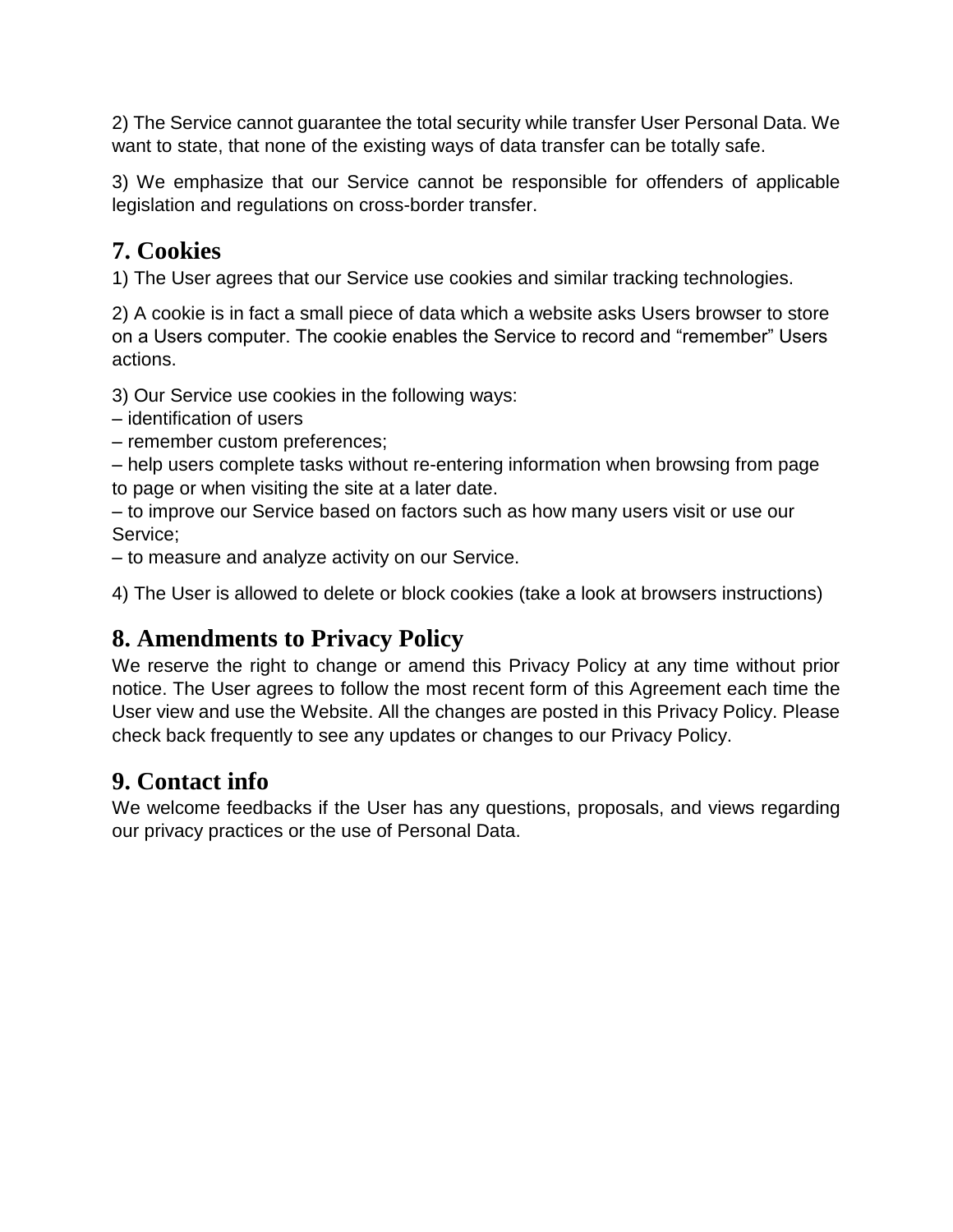2) The Service cannot guarantee the total security while transfer User Personal Data. We want to state, that none of the existing ways of data transfer can be totally safe.

3) We emphasize that our Service cannot be responsible for offenders of applicable legislation and regulations on cross-border transfer.

## 7. Cookies

1) The User agrees that our Service use cookies and similar tracking technologies.

2) A cookie is in fact a small piece of data which a website asks Users browser to store on a Users computer. The cookie enables the Service to record and "remember" Users actions.

3) Our Service use cookies in the following ways:
– identification of users
– remember custom preferences;
– help users complete tasks without re-entering information when browsing from page to page or when visiting the site at a later date.
– to improve our Service based on factors such as how many users visit or use our Service;
– to measure and analyze activity on our Service.

4) The User is allowed to delete or block cookies (take a look at browsers instructions)

## 8. Amendments to Privacy Policy

We reserve the right to change or amend this Privacy Policy at any time without prior notice. The User agrees to follow the most recent form of this Agreement each time the User view and use the Website. All the changes are posted in this Privacy Policy. Please check back frequently to see any updates or changes to our Privacy Policy.

## 9. Contact info

We welcome feedbacks if the User has any questions, proposals, and views regarding our privacy practices or the use of Personal Data.